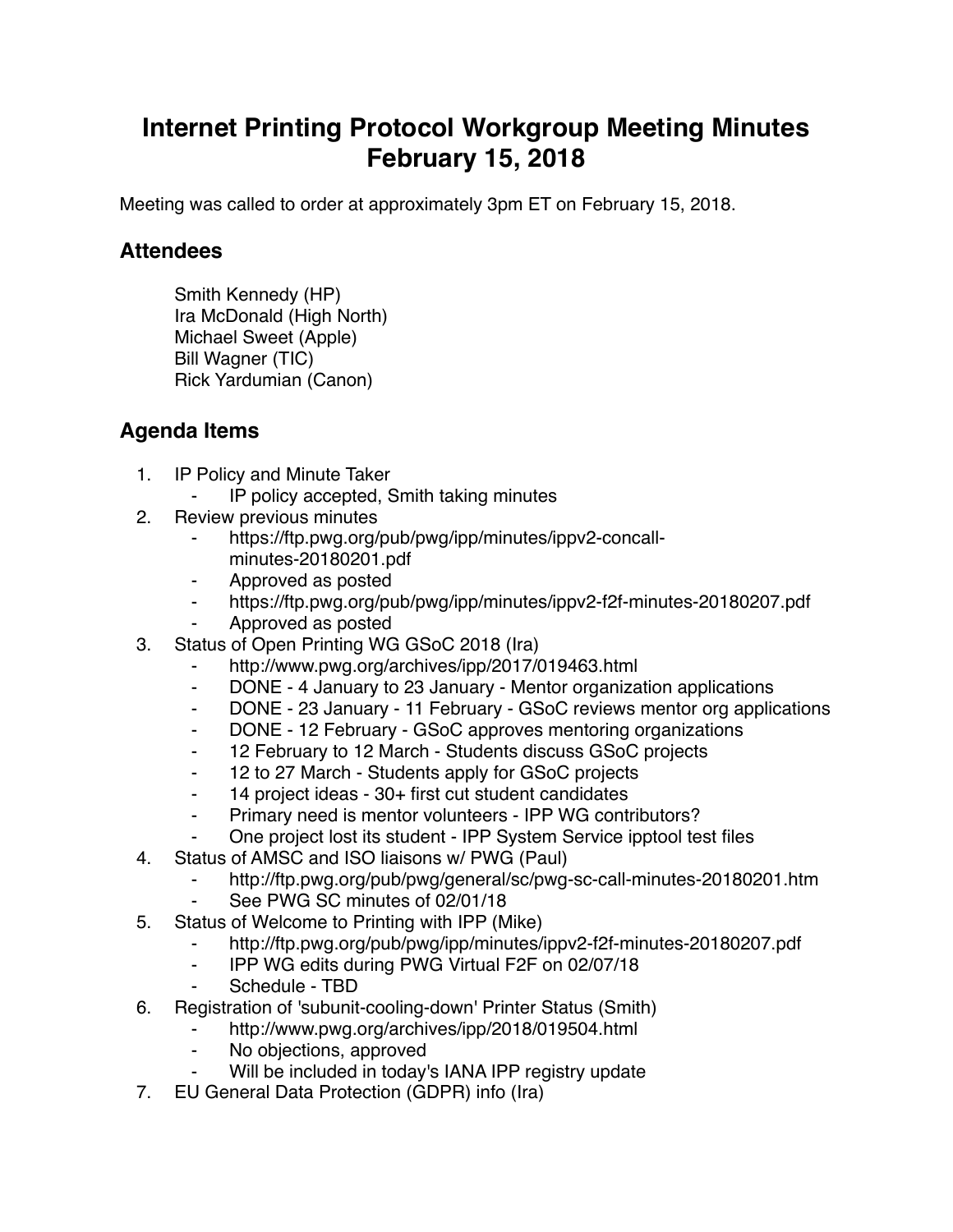# Internet Printing Protocol Workgroup Meeting Minutes February 15, 2018

Meeting was called to order at approximately 3pm ET on February 15, 2018.

## Attendees

Smith Kennedy (HP)
Ira McDonald (High North)
Michael Sweet (Apple)
Bill Wagner (TIC)
Rick Yardumian (Canon)

## Agenda Items

1. IP Policy and Minute Taker
    - IP policy accepted, Smith taking minutes
2. Review previous minutes
    - https://ftp.pwg.org/pub/pwg/ipp/minutes/ippv2-concall-minutes-20180201.pdf
    - Approved as posted
    - https://ftp.pwg.org/pub/pwg/ipp/minutes/ippv2-f2f-minutes-20180207.pdf
    - Approved as posted
3. Status of Open Printing WG GSoC 2018 (Ira)
    - http://www.pwg.org/archives/ipp/2017/019463.html
    - DONE - 4 January to 23 January - Mentor organization applications
    - DONE - 23 January - 11 February - GSoC reviews mentor org applications
    - DONE - 12 February - GSoC approves mentoring organizations
    - 12 February to 12 March - Students discuss GSoC projects
    - 12 to 27 March - Students apply for GSoC projects
    - 14 project ideas - 30+ first cut student candidates
    - Primary need is mentor volunteers - IPP WG contributors?
    - One project lost its student - IPP System Service ipptool test files
4. Status of AMSC and ISO liaisons w/ PWG (Paul)
    - http://ftp.pwg.org/pub/pwg/general/sc/pwg-sc-call-minutes-20180201.htm
    - See PWG SC minutes of 02/01/18
5. Status of Welcome to Printing with IPP (Mike)
    - http://ftp.pwg.org/pub/pwg/ipp/minutes/ippv2-f2f-minutes-20180207.pdf
    - IPP WG edits during PWG Virtual F2F on 02/07/18
    - Schedule - TBD
6. Registration of 'subunit-cooling-down' Printer Status (Smith)
    - http://www.pwg.org/archives/ipp/2018/019504.html
    - No objections, approved
    - Will be included in today's IANA IPP registry update
7. EU General Data Protection (GDPR) info (Ira)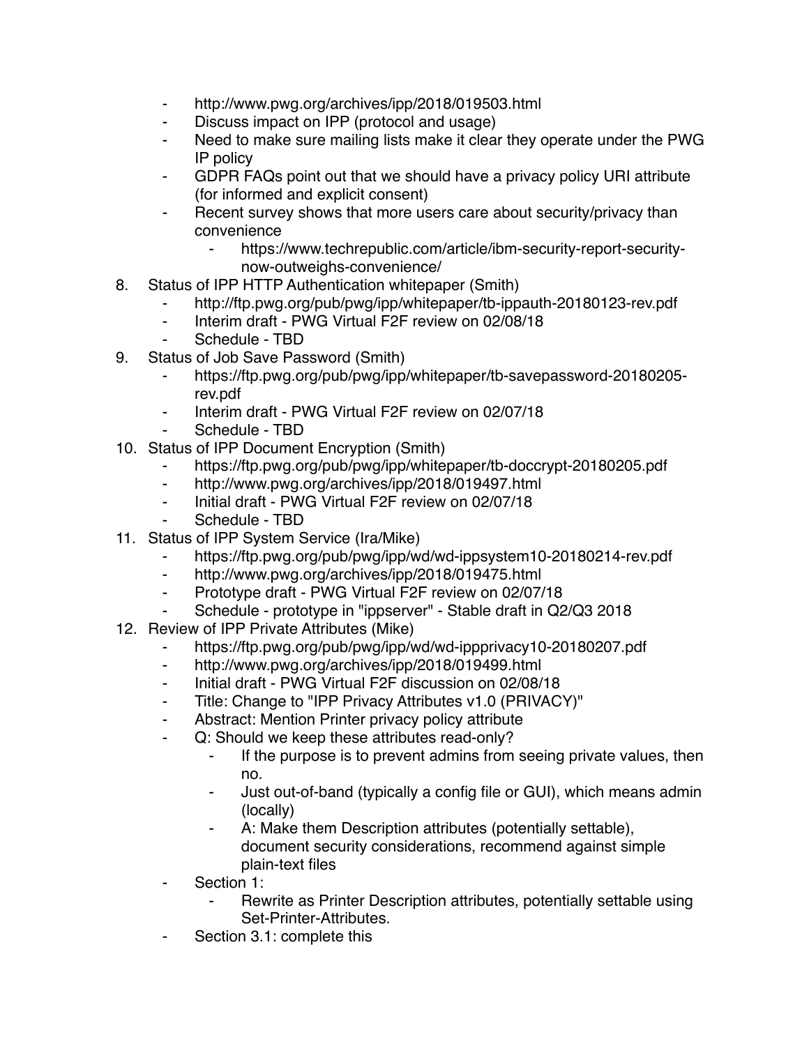- http://www.pwg.org/archives/ipp/2018/019503.html
- Discuss impact on IPP (protocol and usage)
- Need to make sure mailing lists make it clear they operate under the PWG IP policy
- GDPR FAQs point out that we should have a privacy policy URI attribute (for informed and explicit consent)
- Recent survey shows that more users care about security/privacy than convenience
    - https://www.techrepublic.com/article/ibm-security-report-security-now-outweighs-convenience/

8. Status of IPP HTTP Authentication whitepaper (Smith)
    - http://ftp.pwg.org/pub/pwg/ipp/whitepaper/tb-ippauth-20180123-rev.pdf
    - Interim draft - PWG Virtual F2F review on 02/08/18
    - Schedule - TBD
9. Status of Job Save Password (Smith)
    - https://ftp.pwg.org/pub/pwg/ipp/whitepaper/tb-savepassword-20180205-rev.pdf
    - Interim draft - PWG Virtual F2F review on 02/07/18
    - Schedule - TBD
10. Status of IPP Document Encryption (Smith)
    - https://ftp.pwg.org/pub/pwg/ipp/whitepaper/tb-doccrypt-20180205.pdf
    - http://www.pwg.org/archives/ipp/2018/019497.html
    - Initial draft - PWG Virtual F2F review on 02/07/18
    - Schedule - TBD
11. Status of IPP System Service (Ira/Mike)
    - https://ftp.pwg.org/pub/pwg/ipp/wd/wd-ippsystem10-20180214-rev.pdf
    - http://www.pwg.org/archives/ipp/2018/019475.html
    - Prototype draft - PWG Virtual F2F review on 02/07/18
    - Schedule - prototype in "ippserver" - Stable draft in Q2/Q3 2018
12. Review of IPP Private Attributes (Mike)
    - https://ftp.pwg.org/pub/pwg/ipp/wd/wd-ippprivacy10-20180207.pdf
    - http://www.pwg.org/archives/ipp/2018/019499.html
    - Initial draft - PWG Virtual F2F discussion on 02/08/18
    - Title: Change to "IPP Privacy Attributes v1.0 (PRIVACY)"
    - Abstract: Mention Printer privacy policy attribute
    - Q: Should we keep these attributes read-only?
        - If the purpose is to prevent admins from seeing private values, then no.
        - Just out-of-band (typically a config file or GUI), which means admin (locally)
        - A: Make them Description attributes (potentially settable), document security considerations, recommend against simple plain-text files
    - Section 1:
        - Rewrite as Printer Description attributes, potentially settable using Set-Printer-Attributes.
    - Section 3.1: complete this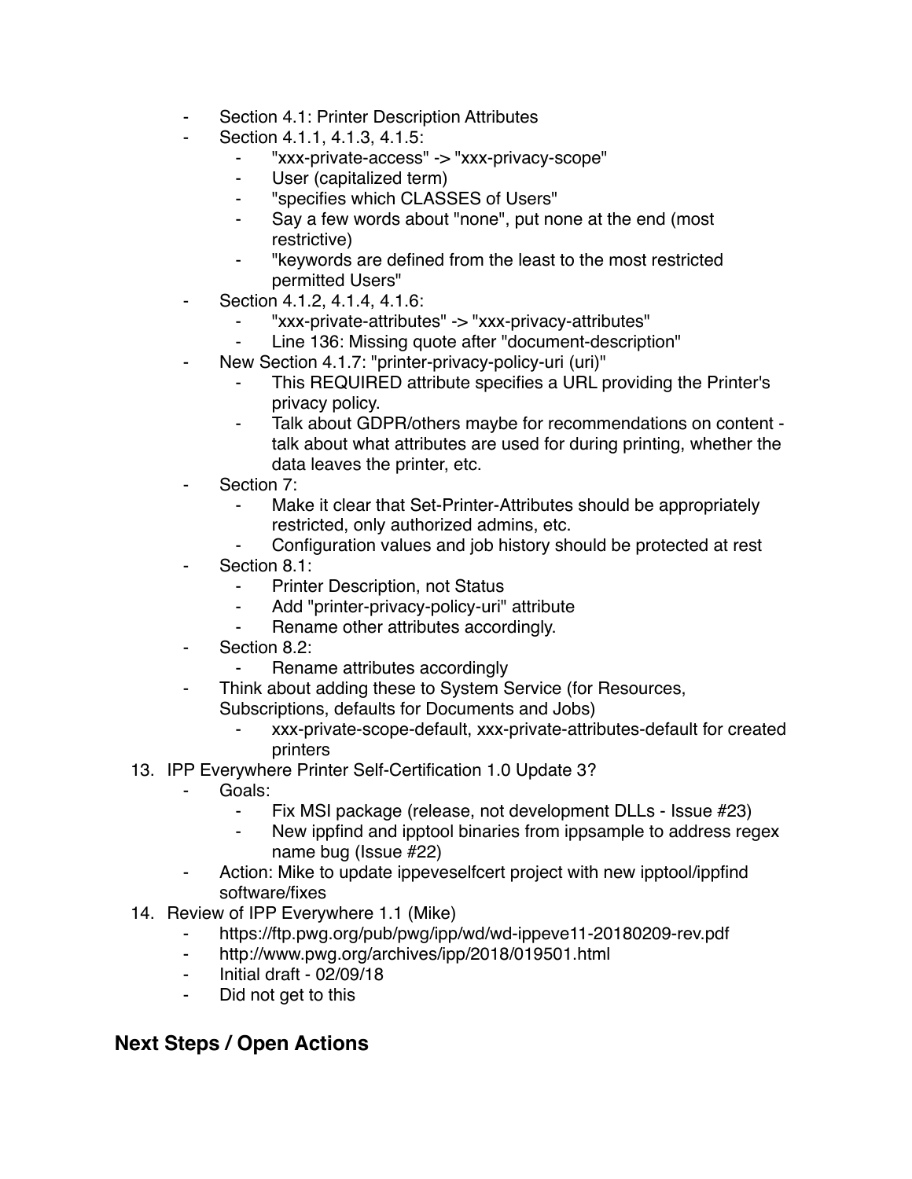- Section 4.1: Printer Description Attributes
- Section 4.1.1, 4.1.3, 4.1.5:
    - "xxx-private-access" -> "xxx-privacy-scope"
    - User (capitalized term)
    - "specifies which CLASSES of Users"
    - Say a few words about "none", put none at the end (most restrictive)
    - "keywords are defined from the least to the most restricted permitted Users"
- Section 4.1.2, 4.1.4, 4.1.6:
    - "xxx-private-attributes" -> "xxx-privacy-attributes"
    - Line 136: Missing quote after "document-description"
- New Section 4.1.7: "printer-privacy-policy-uri (uri)"
    - This REQUIRED attribute specifies a URL providing the Printer's privacy policy.
    - Talk about GDPR/others maybe for recommendations on content - talk about what attributes are used for during printing, whether the data leaves the printer, etc.
- Section 7:
    - Make it clear that Set-Printer-Attributes should be appropriately restricted, only authorized admins, etc.
    - Configuration values and job history should be protected at rest
- Section 8.1:
    - Printer Description, not Status
    - Add "printer-privacy-policy-uri" attribute
    - Rename other attributes accordingly.
- Section 8.2:
    - Rename attributes accordingly
- Think about adding these to System Service (for Resources, Subscriptions, defaults for Documents and Jobs)
    - xxx-private-scope-default, xxx-private-attributes-default for created printers

13. IPP Everywhere Printer Self-Certification 1.0 Update 3?
    - Goals:
        - Fix MSI package (release, not development DLLs - Issue #23)
        - New ippfind and ipptool binaries from ippsample to address regex name bug (Issue #22)
    - Action: Mike to update ippeveselfcert project with new ipptool/ippfind software/fixes
14. Review of IPP Everywhere 1.1 (Mike)
    - https://ftp.pwg.org/pub/pwg/ipp/wd/wd-ippeve11-20180209-rev.pdf
    - http://www.pwg.org/archives/ipp/2018/019501.html
    - Initial draft - 02/09/18
    - Did not get to this

## Next Steps / Open Actions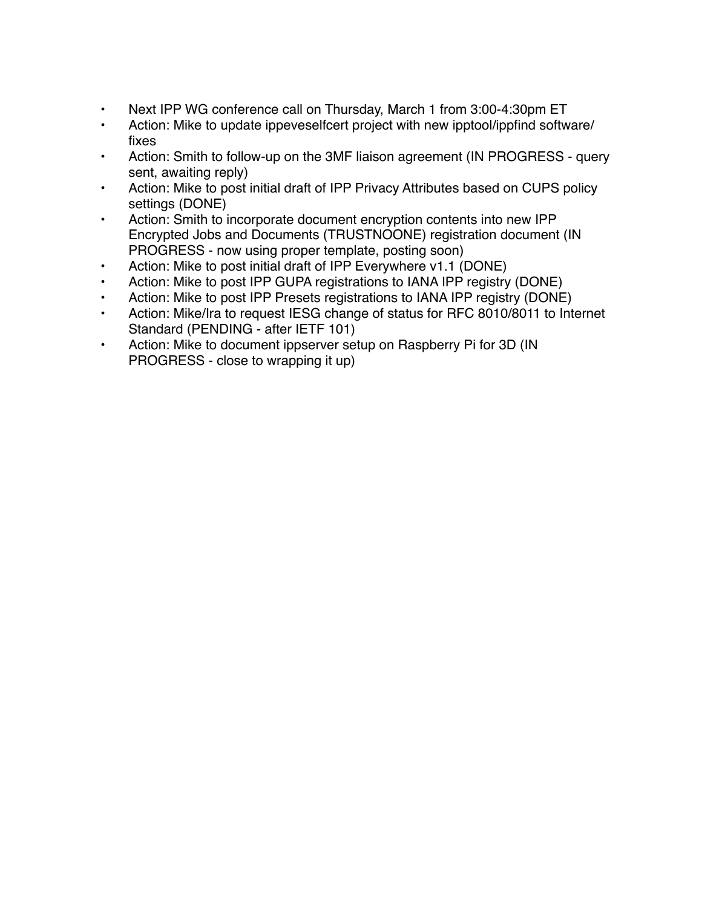- Next IPP WG conference call on Thursday, March 1 from 3:00-4:30pm ET
- Action: Mike to update ippeveselfcert project with new ipptool/ippfind software/ fixes
- Action: Smith to follow-up on the 3MF liaison agreement (IN PROGRESS - query sent, awaiting reply)
- Action: Mike to post initial draft of IPP Privacy Attributes based on CUPS policy settings (DONE)
- Action: Smith to incorporate document encryption contents into new IPP Encrypted Jobs and Documents (TRUSTNOONE) registration document (IN PROGRESS - now using proper template, posting soon)
- Action: Mike to post initial draft of IPP Everywhere v1.1 (DONE)
- Action: Mike to post IPP GUPA registrations to IANA IPP registry (DONE)
- Action: Mike to post IPP Presets registrations to IANA IPP registry (DONE)
- Action: Mike/Ira to request IESG change of status for RFC 8010/8011 to Internet Standard (PENDING - after IETF 101)
- Action: Mike to document ippserver setup on Raspberry Pi for 3D (IN PROGRESS - close to wrapping it up)